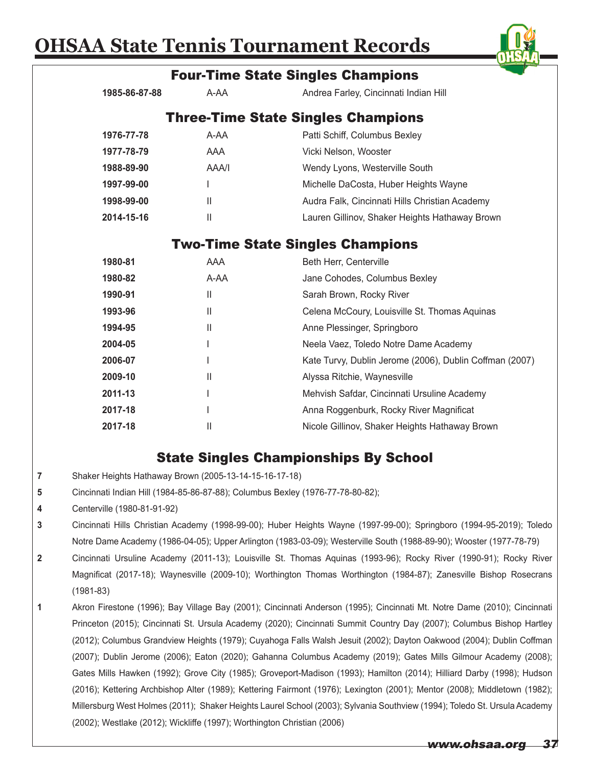# OHSAA State Tennis Tournament Records

## Four-Time State Singles Champions

| | | |
|---|---|---|
| **1985-86-87-88** | A-AA | Andrea Farley, Cincinnati Indian Hill |

## Three-Time State Singles Champions

| | | |
|---|---|---|
| **1976-77-78** | A-AA | Patti Schiff, Columbus Bexley |
| **1977-78-79** | AAA | Vicki Nelson, Wooster |
| **1988-89-90** | AAA/I | Wendy Lyons, Westerville South |
| **1997-99-00** | I | Michelle DaCosta, Huber Heights Wayne |
| **1998-99-00** | II | Audra Falk, Cincinnati Hills Christian Academy |
| **2014-15-16** | II | Lauren Gillinov, Shaker Heights Hathaway Brown |

## Two-Time State Singles Champions

| | | |
|---|---|---|
| **1980-81** | AAA | Beth Herr, Centerville |
| **1980-82** | A-AA | Jane Cohodes, Columbus Bexley |
| **1990-91** | II | Sarah Brown, Rocky River |
| **1993-96** | II | Celena McCoury, Louisville St. Thomas Aquinas |
| **1994-95** | II | Anne Plessinger, Springboro |
| **2004-05** | I | Neela Vaez, Toledo Notre Dame Academy |
| **2006-07** | I | Kate Turvy, Dublin Jerome (2006), Dublin Coffman (2007) |
| **2009-10** | II | Alyssa Ritchie, Waynesville |
| **2011-13** | I | Mehvish Safdar, Cincinnati Ursuline Academy |
| **2017-18** | I | Anna Roggenburk, Rocky River Magnificat |
| **2017-18** | II | Nicole Gillinov, Shaker Heights Hathaway Brown |

## State Singles Championships By School

**7** Shaker Heights Hathaway Brown (2005-13-14-15-16-17-18)

**5** Cincinnati Indian Hill (1984-85-86-87-88); Columbus Bexley (1976-77-78-80-82);

**4** Centerville (1980-81-91-92)

**3** Cincinnati Hills Christian Academy (1998-99-00); Huber Heights Wayne (1997-99-00); Springboro (1994-95-2019); Toledo Notre Dame Academy (1986-04-05); Upper Arlington (1983-03-09); Westerville South (1988-89-90); Wooster (1977-78-79)

**2** Cincinnati Ursuline Academy (2011-13); Louisville St. Thomas Aquinas (1993-96); Rocky River (1990-91); Rocky River Magnificat (2017-18); Waynesville (2009-10); Worthington Thomas Worthington (1984-87); Zanesville Bishop Rosecrans (1981-83)

**1** Akron Firestone (1996); Bay Village Bay (2001); Cincinnati Anderson (1995); Cincinnati Mt. Notre Dame (2010); Cincinnati Princeton (2015); Cincinnati St. Ursula Academy (2020); Cincinnati Summit Country Day (2007); Columbus Bishop Hartley (2012); Columbus Grandview Heights (1979); Cuyahoga Falls Walsh Jesuit (2002); Dayton Oakwood (2004); Dublin Coffman (2007); Dublin Jerome (2006); Eaton (2020); Gahanna Columbus Academy (2019); Gates Mills Gilmour Academy (2008); Gates Mills Hawken (1992); Grove City (1985); Groveport-Madison (1993); Hamilton (2014); Hilliard Darby (1998); Hudson (2016); Kettering Archbishop Alter (1989); Kettering Fairmont (1976); Lexington (2001); Mentor (2008); Middletown (1982); Millersburg West Holmes (2011); Shaker Heights Laurel School (2003); Sylvania Southview (1994); Toledo St. Ursula Academy (2002); Westlake (2012); Wickliffe (1997); Worthington Christian (2006)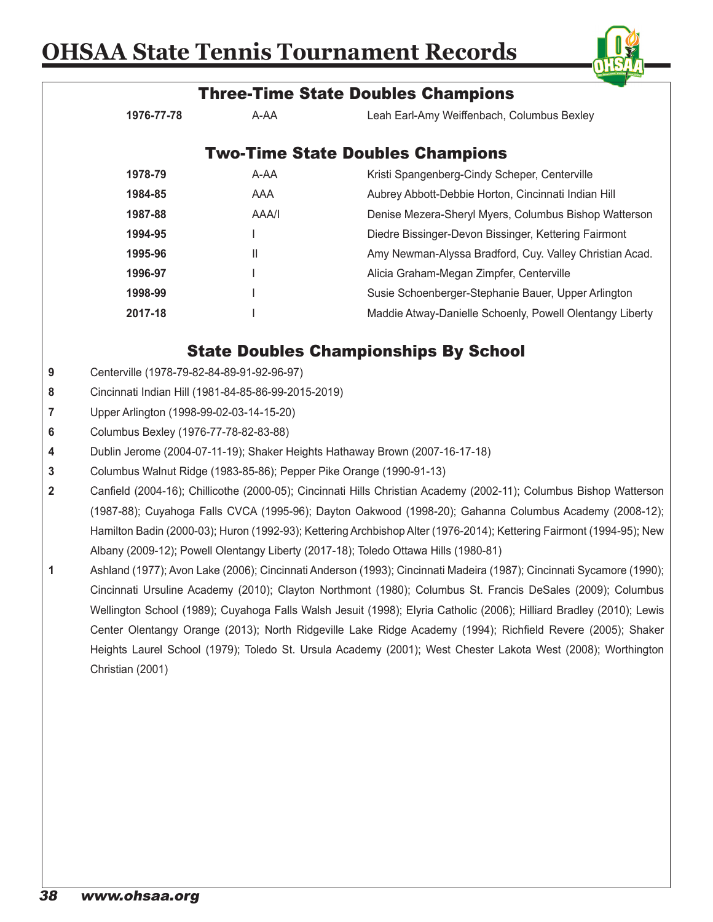# OHSAA State Tennis Tournament Records

## Three-Time State Doubles Champions

| Years | Division | Champions |
|---|---|---|
| **1976-77-78** | A-AA | Leah Earl-Amy Weiffenbach, Columbus Bexley |

## Two-Time State Doubles Champions

| Years | Division | Champions |
|---|---|---|
| **1978-79** | A-AA | Kristi Spangenberg-Cindy Scheper, Centerville |
| **1984-85** | AAA | Aubrey Abbott-Debbie Horton, Cincinnati Indian Hill |
| **1987-88** | AAA/I | Denise Mezera-Sheryl Myers, Columbus Bishop Watterson |
| **1994-95** | I | Diedre Bissinger-Devon Bissinger, Kettering Fairmont |
| **1995-96** | II | Amy Newman-Alyssa Bradford, Cuy. Valley Christian Acad. |
| **1996-97** | I | Alicia Graham-Megan Zimpfer, Centerville |
| **1998-99** | I | Susie Schoenberger-Stephanie Bauer, Upper Arlington |
| **2017-18** | I | Maddie Atway-Danielle Schoenly, Powell Olentangy Liberty |

## State Doubles Championships By School

| | |
|---|---|
| **9** | Centerville (1978-79-82-84-89-91-92-96-97) |
| **8** | Cincinnati Indian Hill (1981-84-85-86-99-2015-2019) |
| **7** | Upper Arlington (1998-99-02-03-14-15-20) |
| **6** | Columbus Bexley (1976-77-78-82-83-88) |
| **4** | Dublin Jerome (2004-07-11-19); Shaker Heights Hathaway Brown (2007-16-17-18) |
| **3** | Columbus Walnut Ridge (1983-85-86); Pepper Pike Orange (1990-91-13) |
| **2** | Canfield (2004-16); Chillicothe (2000-05); Cincinnati Hills Christian Academy (2002-11); Columbus Bishop Watterson (1987-88); Cuyahoga Falls CVCA (1995-96); Dayton Oakwood (1998-20); Gahanna Columbus Academy (2008-12); Hamilton Badin (2000-03); Huron (1992-93); Kettering Archbishop Alter (1976-2014); Kettering Fairmont (1994-95); New Albany (2009-12); Powell Olentangy Liberty (2017-18); Toledo Ottawa Hills (1980-81) |
| **1** | Ashland (1977); Avon Lake (2006); Cincinnati Anderson (1993); Cincinnati Madeira (1987); Cincinnati Sycamore (1990); Cincinnati Ursuline Academy (2010); Clayton Northmont (1980); Columbus St. Francis DeSales (2009); Columbus Wellington School (1989); Cuyahoga Falls Walsh Jesuit (1998); Elyria Catholic (2006); Hilliard Bradley (2010); Lewis Center Olentangy Orange (2013); North Ridgeville Lake Ridge Academy (1994); Richfield Revere (2005); Shaker Heights Laurel School (1979); Toledo St. Ursula Academy (2001); West Chester Lakota West (2008); Worthington Christian (2001) |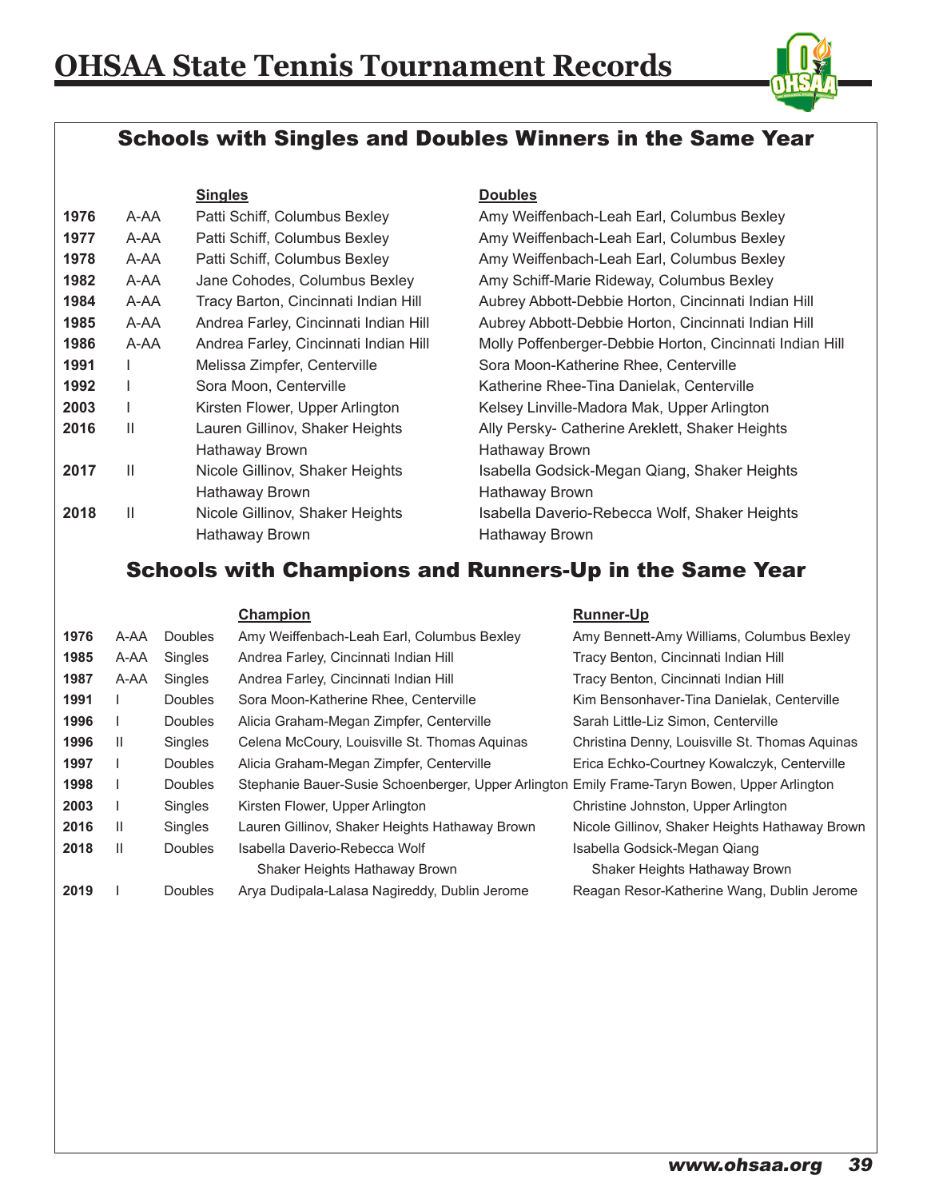# OHSAA State Tennis Tournament Records

## Schools with Singles and Doubles Winners in the Same Year

| | | Singles | Doubles |
|---|---|---|---|
| **1976** | A-AA | Patti Schiff, Columbus Bexley | Amy Weiffenbach-Leah Earl, Columbus Bexley |
| **1977** | A-AA | Patti Schiff, Columbus Bexley | Amy Weiffenbach-Leah Earl, Columbus Bexley |
| **1978** | A-AA | Patti Schiff, Columbus Bexley | Amy Weiffenbach-Leah Earl, Columbus Bexley |
| **1982** | A-AA | Jane Cohodes, Columbus Bexley | Amy Schiff-Marie Rideway, Columbus Bexley |
| **1984** | A-AA | Tracy Barton, Cincinnati Indian Hill | Aubrey Abbott-Debbie Horton, Cincinnati Indian Hill |
| **1985** | A-AA | Andrea Farley, Cincinnati Indian Hill | Aubrey Abbott-Debbie Horton, Cincinnati Indian Hill |
| **1986** | A-AA | Andrea Farley, Cincinnati Indian Hill | Molly Poffenberger-Debbie Horton, Cincinnati Indian Hill |
| **1991** | I | Melissa Zimpfer, Centerville | Sora Moon-Katherine Rhee, Centerville |
| **1992** | I | Sora Moon, Centerville | Katherine Rhee-Tina Danielak, Centerville |
| **2003** | I | Kirsten Flower, Upper Arlington | Kelsey Linville-Madora Mak, Upper Arlington |
| **2016** | II | Lauren Gillinov, Shaker Heights Hathaway Brown | Ally Persky- Catherine Areklett, Shaker Heights Hathaway Brown |
| **2017** | II | Nicole Gillinov, Shaker Heights Hathaway Brown | Isabella Godsick-Megan Qiang, Shaker Heights Hathaway Brown |
| **2018** | II | Nicole Gillinov, Shaker Heights Hathaway Brown | Isabella Daverio-Rebecca Wolf, Shaker Heights Hathaway Brown |

## Schools with Champions and Runners-Up in the Same Year

| | | | Champion | Runner-Up |
|---|---|---|---|---|
| **1976** | A-AA | Doubles | Amy Weiffenbach-Leah Earl, Columbus Bexley | Amy Bennett-Amy Williams, Columbus Bexley |
| **1985** | A-AA | Singles | Andrea Farley, Cincinnati Indian Hill | Tracy Benton, Cincinnati Indian Hill |
| **1987** | A-AA | Singles | Andrea Farley, Cincinnati Indian Hill | Tracy Benton, Cincinnati Indian Hill |
| **1991** | I | Doubles | Sora Moon-Katherine Rhee, Centerville | Kim Bensonhaver-Tina Danielak, Centerville |
| **1996** | I | Doubles | Alicia Graham-Megan Zimpfer, Centerville | Sarah Little-Liz Simon, Centerville |
| **1996** | II | Singles | Celena McCoury, Louisville St. Thomas Aquinas | Christina Denny, Louisville St. Thomas Aquinas |
| **1997** | I | Doubles | Alicia Graham-Megan Zimpfer, Centerville | Erica Echko-Courtney Kowalczyk, Centerville |
| **1998** | I | Doubles | Stephanie Bauer-Susie Schoenberger, Upper Arlington | Emily Frame-Taryn Bowen, Upper Arlington |
| **2003** | I | Singles | Kirsten Flower, Upper Arlington | Christine Johnston, Upper Arlington |
| **2016** | II | Singles | Lauren Gillinov, Shaker Heights Hathaway Brown | Nicole Gillinov, Shaker Heights Hathaway Brown |
| **2018** | II | Doubles | Isabella Daverio-Rebecca Wolf Shaker Heights Hathaway Brown | Isabella Godsick-Megan Qiang Shaker Heights Hathaway Brown |
| **2019** | I | Doubles | Arya Dudipala-Lalasa Nagireddy, Dublin Jerome | Reagan Resor-Katherine Wang, Dublin Jerome |